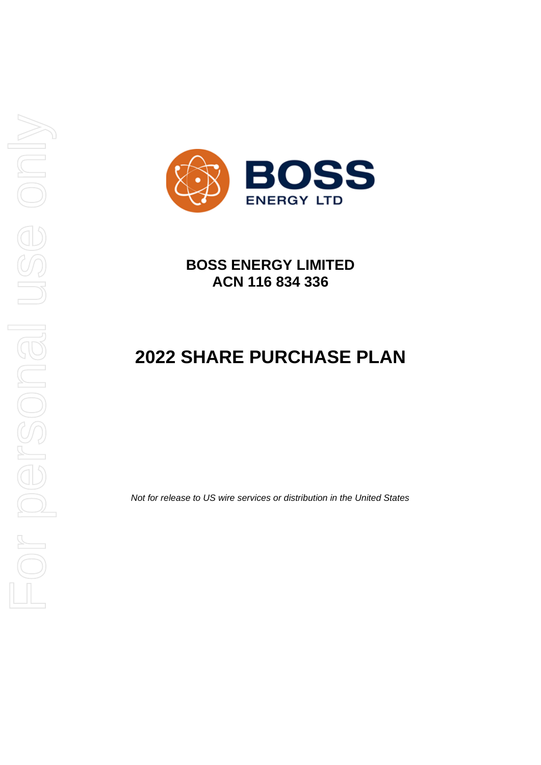BOSS ENERGY LTD

**BOSS ENERGY LIMITED**
**ACN 116 834 336**

# 2022 SHARE PURCHASE PLAN

*Not for release to US wire services or distribution in the United States*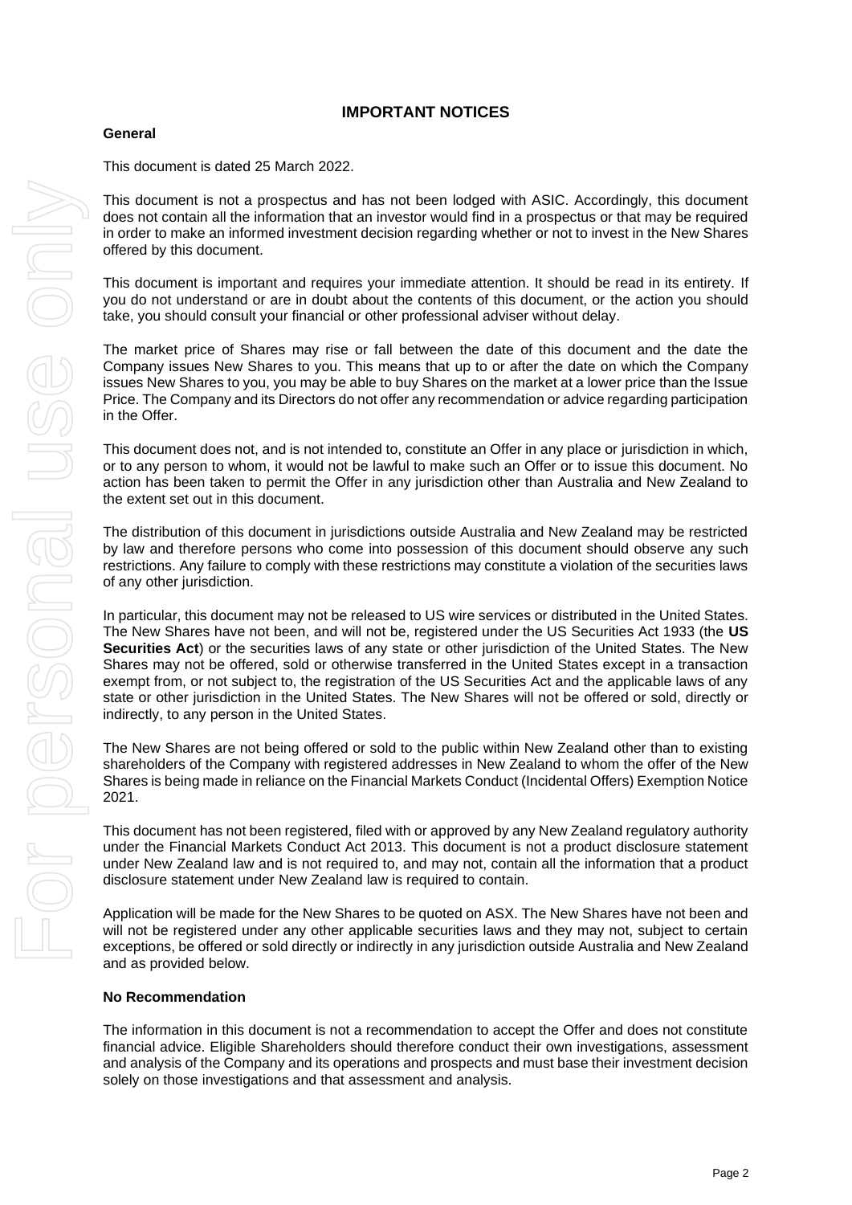# IMPORTANT NOTICES

### General

This document is dated 25 March 2022.

This document is not a prospectus and has not been lodged with ASIC. Accordingly, this document does not contain all the information that an investor would find in a prospectus or that may be required in order to make an informed investment decision regarding whether or not to invest in the New Shares offered by this document.

This document is important and requires your immediate attention. It should be read in its entirety. If you do not understand or are in doubt about the contents of this document, or the action you should take, you should consult your financial or other professional adviser without delay.

The market price of Shares may rise or fall between the date of this document and the date the Company issues New Shares to you. This means that up to or after the date on which the Company issues New Shares to you, you may be able to buy Shares on the market at a lower price than the Issue Price. The Company and its Directors do not offer any recommendation or advice regarding participation in the Offer.

This document does not, and is not intended to, constitute an Offer in any place or jurisdiction in which, or to any person to whom, it would not be lawful to make such an Offer or to issue this document. No action has been taken to permit the Offer in any jurisdiction other than Australia and New Zealand to the extent set out in this document.

The distribution of this document in jurisdictions outside Australia and New Zealand may be restricted by law and therefore persons who come into possession of this document should observe any such restrictions. Any failure to comply with these restrictions may constitute a violation of the securities laws of any other jurisdiction.

In particular, this document may not be released to US wire services or distributed in the United States. The New Shares have not been, and will not be, registered under the US Securities Act 1933 (the **US Securities Act**) or the securities laws of any state or other jurisdiction of the United States. The New Shares may not be offered, sold or otherwise transferred in the United States except in a transaction exempt from, or not subject to, the registration of the US Securities Act and the applicable laws of any state or other jurisdiction in the United States. The New Shares will not be offered or sold, directly or indirectly, to any person in the United States.

The New Shares are not being offered or sold to the public within New Zealand other than to existing shareholders of the Company with registered addresses in New Zealand to whom the offer of the New Shares is being made in reliance on the Financial Markets Conduct (Incidental Offers) Exemption Notice 2021.

This document has not been registered, filed with or approved by any New Zealand regulatory authority under the Financial Markets Conduct Act 2013. This document is not a product disclosure statement under New Zealand law and is not required to, and may not, contain all the information that a product disclosure statement under New Zealand law is required to contain.

Application will be made for the New Shares to be quoted on ASX. The New Shares have not been and will not be registered under any other applicable securities laws and they may not, subject to certain exceptions, be offered or sold directly or indirectly in any jurisdiction outside Australia and New Zealand and as provided below.

### No Recommendation

The information in this document is not a recommendation to accept the Offer and does not constitute financial advice. Eligible Shareholders should therefore conduct their own investigations, assessment and analysis of the Company and its operations and prospects and must base their investment decision solely on those investigations and that assessment and analysis.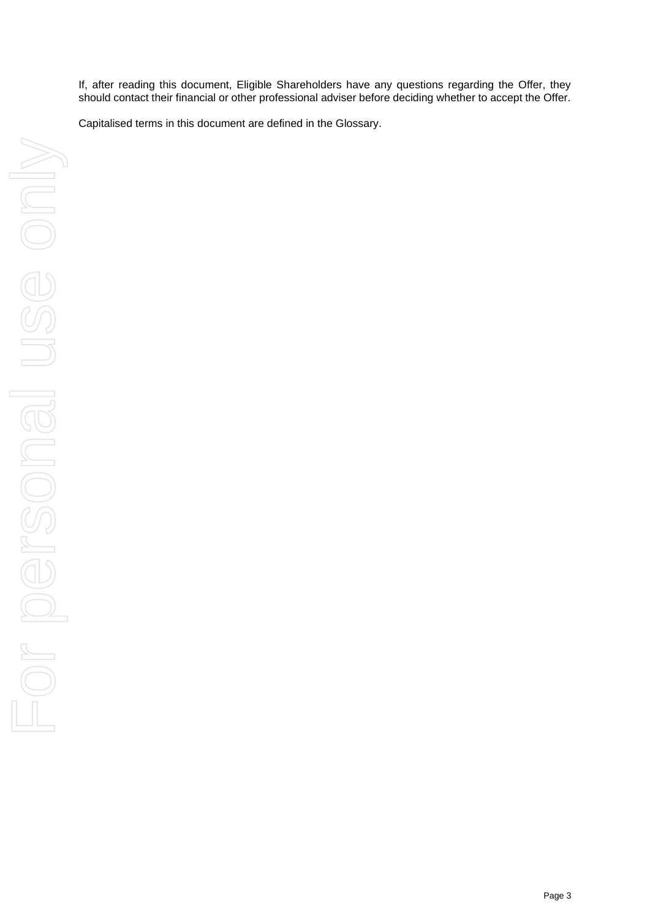If, after reading this document, Eligible Shareholders have any questions regarding the Offer, they should contact their financial or other professional adviser before deciding whether to accept the Offer.

Capitalised terms in this document are defined in the Glossary.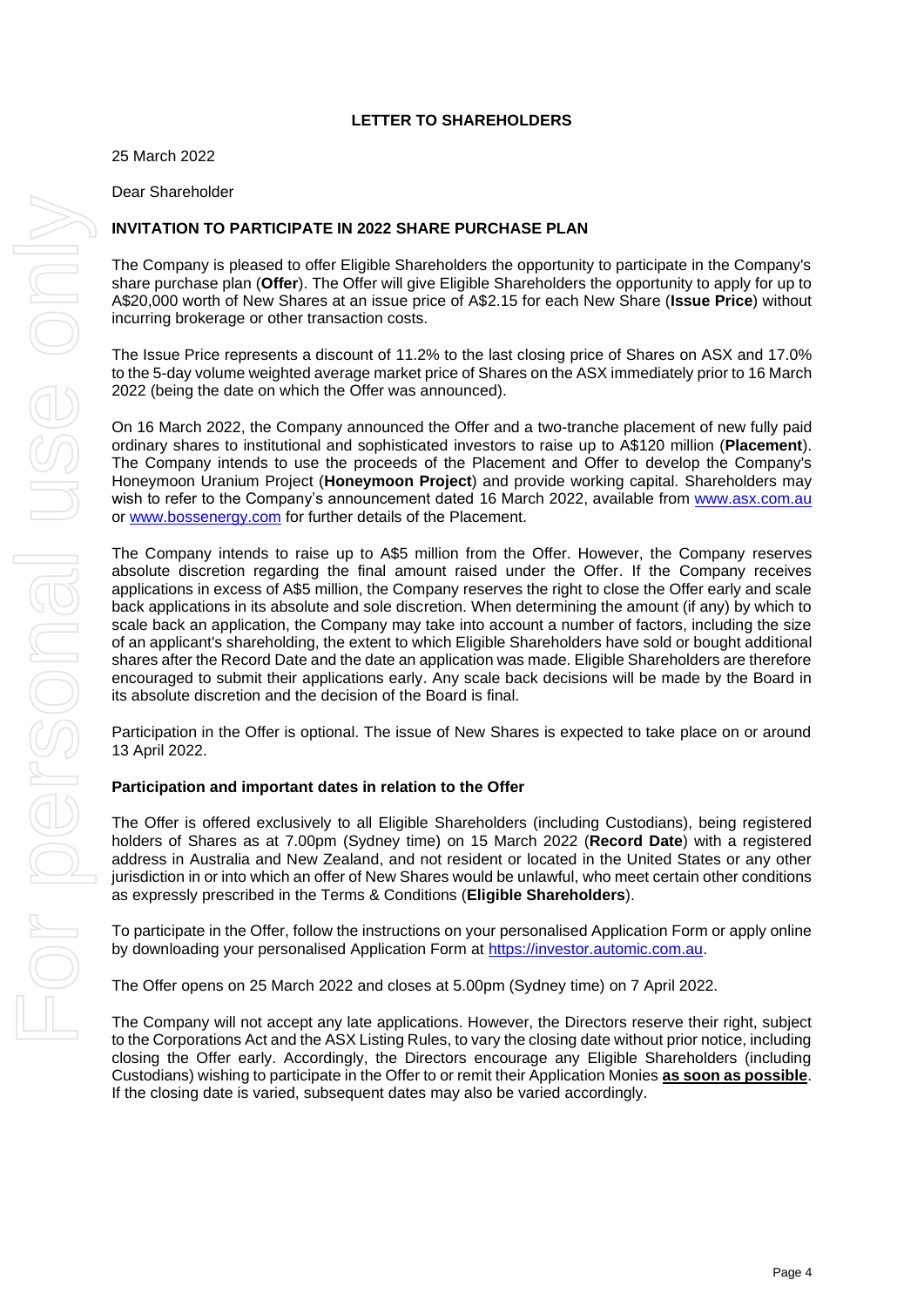**LETTER TO SHAREHOLDERS**

25 March 2022

Dear Shareholder

**INVITATION TO PARTICIPATE IN 2022 SHARE PURCHASE PLAN**

The Company is pleased to offer Eligible Shareholders the opportunity to participate in the Company's share purchase plan (**Offer**). The Offer will give Eligible Shareholders the opportunity to apply for up to A$20,000 worth of New Shares at an issue price of A$2.15 for each New Share (**Issue Price**) without incurring brokerage or other transaction costs.

The Issue Price represents a discount of 11.2% to the last closing price of Shares on ASX and 17.0% to the 5-day volume weighted average market price of Shares on the ASX immediately prior to 16 March 2022 (being the date on which the Offer was announced).

On 16 March 2022, the Company announced the Offer and a two-tranche placement of new fully paid ordinary shares to institutional and sophisticated investors to raise up to A$120 million (**Placement**). The Company intends to use the proceeds of the Placement and Offer to develop the Company's Honeymoon Uranium Project (**Honeymoon Project**) and provide working capital. Shareholders may wish to refer to the Company's announcement dated 16 March 2022, available from [www.asx.com.au](www.asx.com.au) or [www.bossenergy.com](www.bossenergy.com) for further details of the Placement.

The Company intends to raise up to A$5 million from the Offer. However, the Company reserves absolute discretion regarding the final amount raised under the Offer. If the Company receives applications in excess of A$5 million, the Company reserves the right to close the Offer early and scale back applications in its absolute and sole discretion. When determining the amount (if any) by which to scale back an application, the Company may take into account a number of factors, including the size of an applicant's shareholding, the extent to which Eligible Shareholders have sold or bought additional shares after the Record Date and the date an application was made. Eligible Shareholders are therefore encouraged to submit their applications early. Any scale back decisions will be made by the Board in its absolute discretion and the decision of the Board is final.

Participation in the Offer is optional. The issue of New Shares is expected to take place on or around 13 April 2022.

**Participation and important dates in relation to the Offer**

The Offer is offered exclusively to all Eligible Shareholders (including Custodians), being registered holders of Shares as at 7.00pm (Sydney time) on 15 March 2022 (**Record Date**) with a registered address in Australia and New Zealand, and not resident or located in the United States or any other jurisdiction in or into which an offer of New Shares would be unlawful, who meet certain other conditions as expressly prescribed in the Terms & Conditions (**Eligible Shareholders**).

To participate in the Offer, follow the instructions on your personalised Application Form or apply online by downloading your personalised Application Form at [https://investor.automic.com.au](https://investor.automic.com.au).

The Offer opens on 25 March 2022 and closes at 5.00pm (Sydney time) on 7 April 2022.

The Company will not accept any late applications. However, the Directors reserve their right, subject to the Corporations Act and the ASX Listing Rules, to vary the closing date without prior notice, including closing the Offer early. Accordingly, the Directors encourage any Eligible Shareholders (including Custodians) wishing to participate in the Offer to or remit their Application Monies **as soon as possible**. If the closing date is varied, subsequent dates may also be varied accordingly.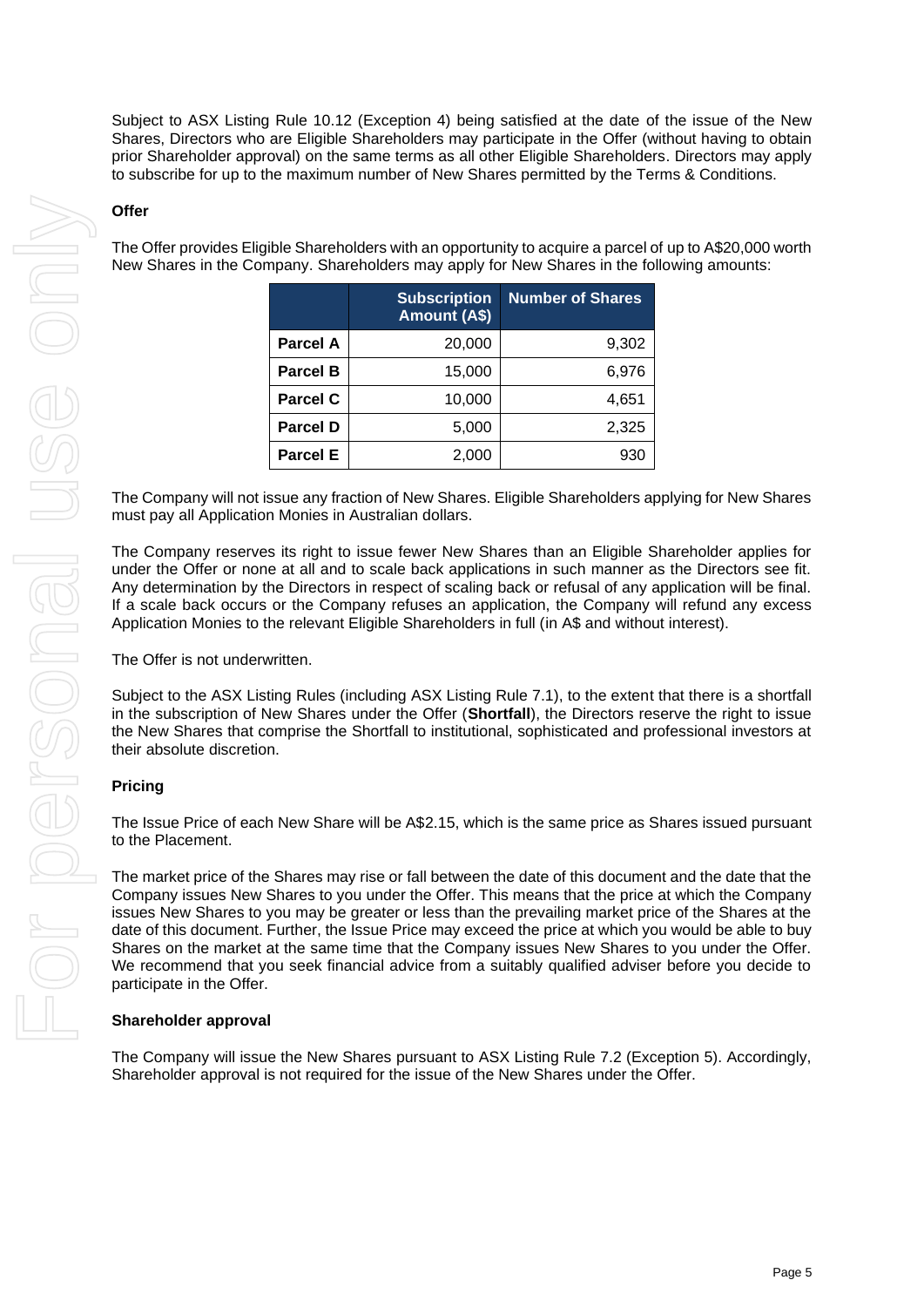Subject to ASX Listing Rule 10.12 (Exception 4) being satisfied at the date of the issue of the New Shares, Directors who are Eligible Shareholders may participate in the Offer (without having to obtain prior Shareholder approval) on the same terms as all other Eligible Shareholders. Directors may apply to subscribe for up to the maximum number of New Shares permitted by the Terms & Conditions.

**Offer**

The Offer provides Eligible Shareholders with an opportunity to acquire a parcel of up to A$20,000 worth New Shares in the Company. Shareholders may apply for New Shares in the following amounts:

| | Subscription Amount (A$) | Number of Shares |
|---|---:|---:|
| **Parcel A** | 20,000 | 9,302 |
| **Parcel B** | 15,000 | 6,976 |
| **Parcel C** | 10,000 | 4,651 |
| **Parcel D** | 5,000 | 2,325 |
| **Parcel E** | 2,000 | 930 |

The Company will not issue any fraction of New Shares. Eligible Shareholders applying for New Shares must pay all Application Monies in Australian dollars.

The Company reserves its right to issue fewer New Shares than an Eligible Shareholder applies for under the Offer or none at all and to scale back applications in such manner as the Directors see fit. Any determination by the Directors in respect of scaling back or refusal of any application will be final. If a scale back occurs or the Company refuses an application, the Company will refund any excess Application Monies to the relevant Eligible Shareholders in full (in A$ and without interest).

The Offer is not underwritten.

Subject to the ASX Listing Rules (including ASX Listing Rule 7.1), to the extent that there is a shortfall in the subscription of New Shares under the Offer (**Shortfall**), the Directors reserve the right to issue the New Shares that comprise the Shortfall to institutional, sophisticated and professional investors at their absolute discretion.

**Pricing**

The Issue Price of each New Share will be A$2.15, which is the same price as Shares issued pursuant to the Placement.

The market price of the Shares may rise or fall between the date of this document and the date that the Company issues New Shares to you under the Offer. This means that the price at which the Company issues New Shares to you may be greater or less than the prevailing market price of the Shares at the date of this document. Further, the Issue Price may exceed the price at which you would be able to buy Shares on the market at the same time that the Company issues New Shares to you under the Offer. We recommend that you seek financial advice from a suitably qualified adviser before you decide to participate in the Offer.

**Shareholder approval**

The Company will issue the New Shares pursuant to ASX Listing Rule 7.2 (Exception 5). Accordingly, Shareholder approval is not required for the issue of the New Shares under the Offer.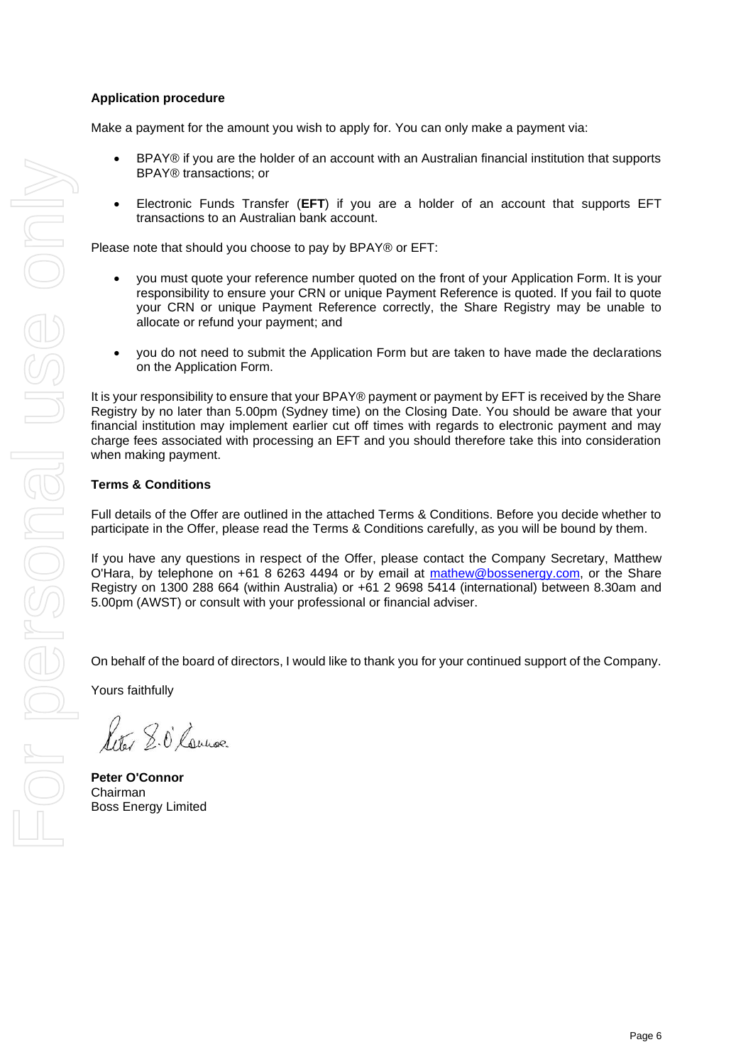**Application procedure**

Make a payment for the amount you wish to apply for. You can only make a payment via:

- BPAY® if you are the holder of an account with an Australian financial institution that supports BPAY® transactions; or
- Electronic Funds Transfer (**EFT**) if you are a holder of an account that supports EFT transactions to an Australian bank account.

Please note that should you choose to pay by BPAY® or EFT:

- you must quote your reference number quoted on the front of your Application Form. It is your responsibility to ensure your CRN or unique Payment Reference is quoted. If you fail to quote your CRN or unique Payment Reference correctly, the Share Registry may be unable to allocate or refund your payment; and
- you do not need to submit the Application Form but are taken to have made the declarations on the Application Form.

It is your responsibility to ensure that your BPAY® payment or payment by EFT is received by the Share Registry by no later than 5.00pm (Sydney time) on the Closing Date. You should be aware that your financial institution may implement earlier cut off times with regards to electronic payment and may charge fees associated with processing an EFT and you should therefore take this into consideration when making payment.

**Terms & Conditions**

Full details of the Offer are outlined in the attached Terms & Conditions. Before you decide whether to participate in the Offer, please read the Terms & Conditions carefully, as you will be bound by them.

If you have any questions in respect of the Offer, please contact the Company Secretary, Matthew O'Hara, by telephone on +61 8 6263 4494 or by email at mathew@bossenergy.com, or the Share Registry on 1300 288 664 (within Australia) or +61 2 9698 5414 (international) between 8.30am and 5.00pm (AWST) or consult with your professional or financial adviser.

On behalf of the board of directors, I would like to thank you for your continued support of the Company.

Yours faithfully

**Peter O'Connor**
Chairman
Boss Energy Limited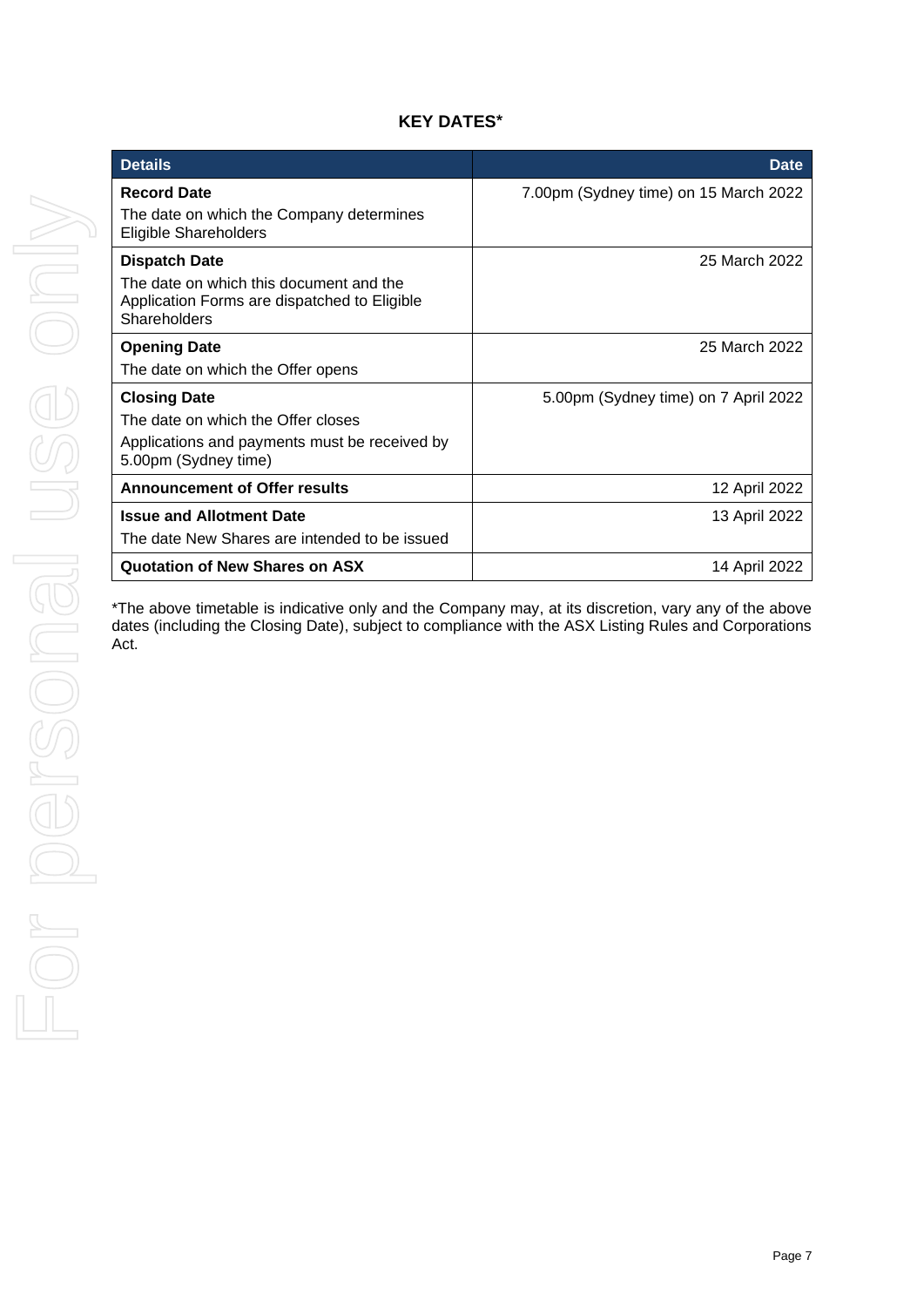## KEY DATES*

| Details | Date |
|---|---|
| **Record Date**<br>The date on which the Company determines Eligible Shareholders | 7.00pm (Sydney time) on 15 March 2022 |
| **Dispatch Date**<br>The date on which this document and the Application Forms are dispatched to Eligible Shareholders | 25 March 2022 |
| **Opening Date**<br>The date on which the Offer opens | 25 March 2022 |
| **Closing Date**<br>The date on which the Offer closes<br>Applications and payments must be received by 5.00pm (Sydney time) | 5.00pm (Sydney time) on 7 April 2022 |
| **Announcement of Offer results** | 12 April 2022 |
| **Issue and Allotment Date**<br>The date New Shares are intended to be issued | 13 April 2022 |
| **Quotation of New Shares on ASX** | 14 April 2022 |

*The above timetable is indicative only and the Company may, at its discretion, vary any of the above dates (including the Closing Date), subject to compliance with the ASX Listing Rules and Corporations Act.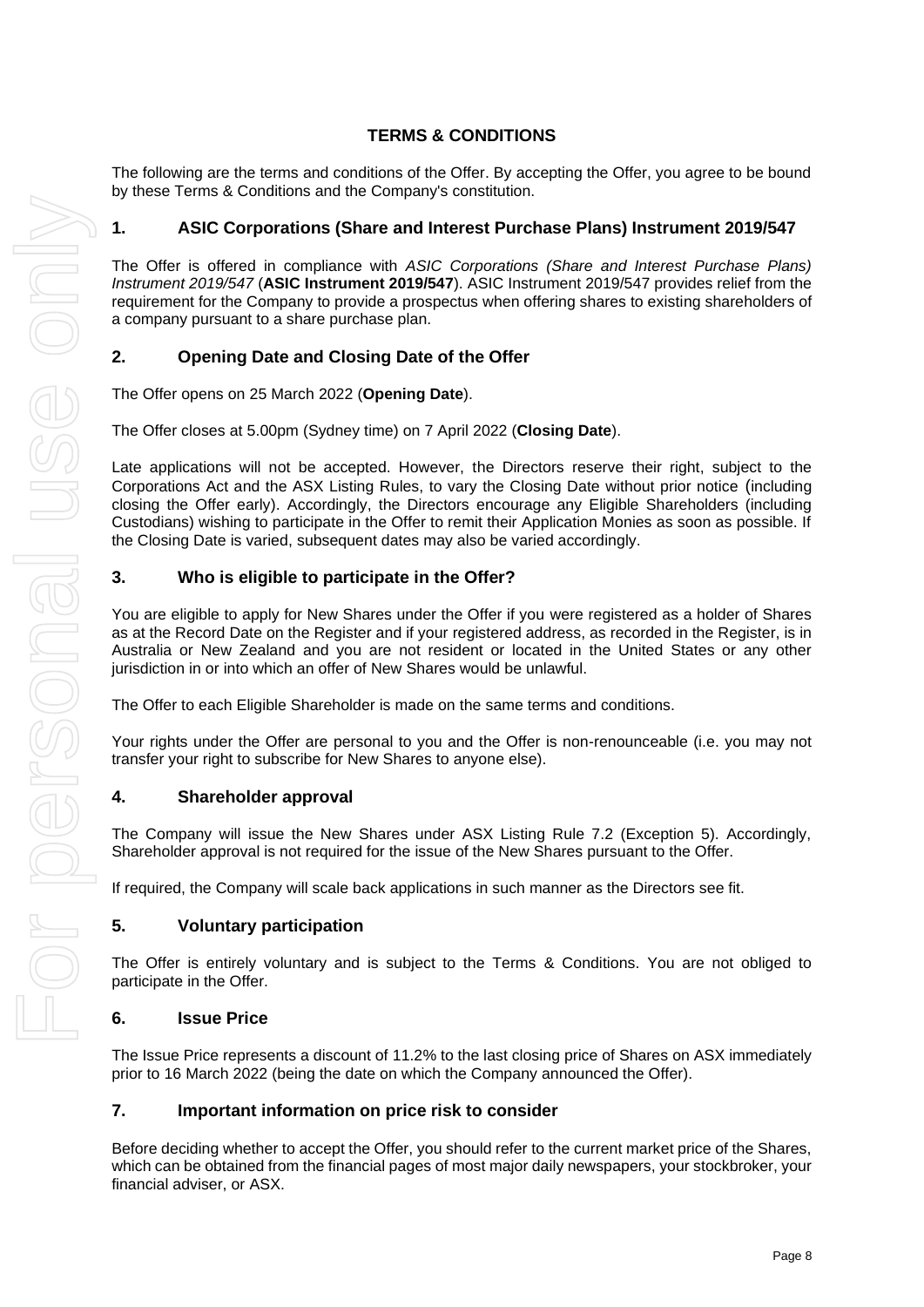# TERMS & CONDITIONS

The following are the terms and conditions of the Offer. By accepting the Offer, you agree to be bound by these Terms & Conditions and the Company's constitution.

## 1. ASIC Corporations (Share and Interest Purchase Plans) Instrument 2019/547

The Offer is offered in compliance with *ASIC Corporations (Share and Interest Purchase Plans) Instrument 2019/547* (**ASIC Instrument 2019/547**). ASIC Instrument 2019/547 provides relief from the requirement for the Company to provide a prospectus when offering shares to existing shareholders of a company pursuant to a share purchase plan.

## 2. Opening Date and Closing Date of the Offer

The Offer opens on 25 March 2022 (**Opening Date**).

The Offer closes at 5.00pm (Sydney time) on 7 April 2022 (**Closing Date**).

Late applications will not be accepted. However, the Directors reserve their right, subject to the Corporations Act and the ASX Listing Rules, to vary the Closing Date without prior notice (including closing the Offer early). Accordingly, the Directors encourage any Eligible Shareholders (including Custodians) wishing to participate in the Offer to remit their Application Monies as soon as possible. If the Closing Date is varied, subsequent dates may also be varied accordingly.

## 3. Who is eligible to participate in the Offer?

You are eligible to apply for New Shares under the Offer if you were registered as a holder of Shares as at the Record Date on the Register and if your registered address, as recorded in the Register, is in Australia or New Zealand and you are not resident or located in the United States or any other jurisdiction in or into which an offer of New Shares would be unlawful.

The Offer to each Eligible Shareholder is made on the same terms and conditions.

Your rights under the Offer are personal to you and the Offer is non-renounceable (i.e. you may not transfer your right to subscribe for New Shares to anyone else).

## 4. Shareholder approval

The Company will issue the New Shares under ASX Listing Rule 7.2 (Exception 5). Accordingly, Shareholder approval is not required for the issue of the New Shares pursuant to the Offer.

If required, the Company will scale back applications in such manner as the Directors see fit.

## 5. Voluntary participation

The Offer is entirely voluntary and is subject to the Terms & Conditions. You are not obliged to participate in the Offer.

## 6. Issue Price

The Issue Price represents a discount of 11.2% to the last closing price of Shares on ASX immediately prior to 16 March 2022 (being the date on which the Company announced the Offer).

## 7. Important information on price risk to consider

Before deciding whether to accept the Offer, you should refer to the current market price of the Shares, which can be obtained from the financial pages of most major daily newspapers, your stockbroker, your financial adviser, or ASX.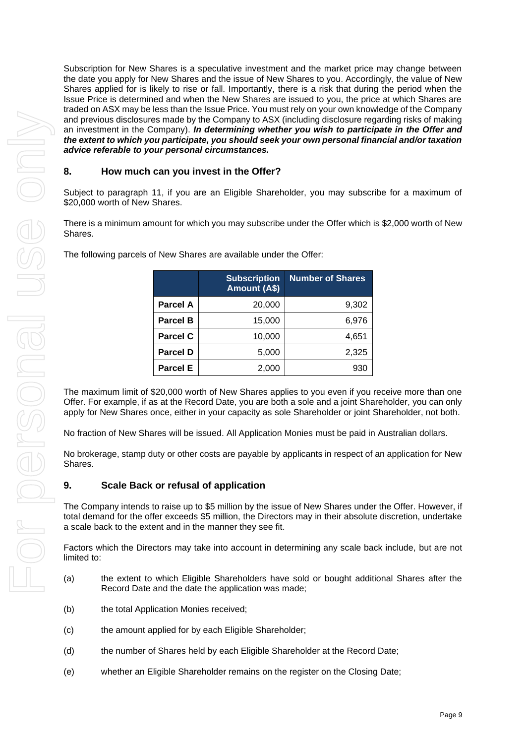Subscription for New Shares is a speculative investment and the market price may change between the date you apply for New Shares and the issue of New Shares to you. Accordingly, the value of New Shares applied for is likely to rise or fall. Importantly, there is a risk that during the period when the Issue Price is determined and when the New Shares are issued to you, the price at which Shares are traded on ASX may be less than the Issue Price. You must rely on your own knowledge of the Company and previous disclosures made by the Company to ASX (including disclosure regarding risks of making an investment in the Company). ***In determining whether you wish to participate in the Offer and the extent to which you participate, you should seek your own personal financial and/or taxation advice referable to your personal circumstances.***

## 8. How much can you invest in the Offer?

Subject to paragraph 11, if you are an Eligible Shareholder, you may subscribe for a maximum of $20,000 worth of New Shares.

There is a minimum amount for which you may subscribe under the Offer which is $2,000 worth of New Shares.

The following parcels of New Shares are available under the Offer:

| | Subscription Amount (A$) | Number of Shares |
|---|---|---|
| **Parcel A** | 20,000 | 9,302 |
| **Parcel B** | 15,000 | 6,976 |
| **Parcel C** | 10,000 | 4,651 |
| **Parcel D** | 5,000 | 2,325 |
| **Parcel E** | 2,000 | 930 |

The maximum limit of $20,000 worth of New Shares applies to you even if you receive more than one Offer. For example, if as at the Record Date, you are both a sole and a joint Shareholder, you can only apply for New Shares once, either in your capacity as sole Shareholder or joint Shareholder, not both.

No fraction of New Shares will be issued. All Application Monies must be paid in Australian dollars.

No brokerage, stamp duty or other costs are payable by applicants in respect of an application for New Shares.

## 9. Scale Back or refusal of application

The Company intends to raise up to $5 million by the issue of New Shares under the Offer. However, if total demand for the offer exceeds $5 million, the Directors may in their absolute discretion, undertake a scale back to the extent and in the manner they see fit.

Factors which the Directors may take into account in determining any scale back include, but are not limited to:

(a) the extent to which Eligible Shareholders have sold or bought additional Shares after the Record Date and the date the application was made;

(b) the total Application Monies received;

(c) the amount applied for by each Eligible Shareholder;

(d) the number of Shares held by each Eligible Shareholder at the Record Date;

(e) whether an Eligible Shareholder remains on the register on the Closing Date;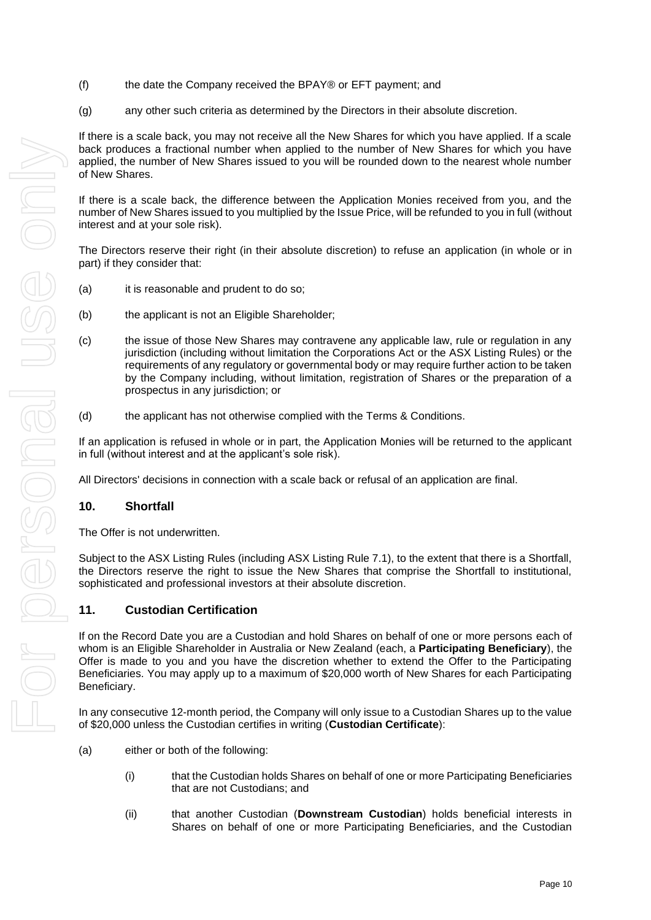(f) the date the Company received the BPAY® or EFT payment; and

(g) any other such criteria as determined by the Directors in their absolute discretion.

If there is a scale back, you may not receive all the New Shares for which you have applied. If a scale back produces a fractional number when applied to the number of New Shares for which you have applied, the number of New Shares issued to you will be rounded down to the nearest whole number of New Shares.

If there is a scale back, the difference between the Application Monies received from you, and the number of New Shares issued to you multiplied by the Issue Price, will be refunded to you in full (without interest and at your sole risk).

The Directors reserve their right (in their absolute discretion) to refuse an application (in whole or in part) if they consider that:

(a) it is reasonable and prudent to do so;

(b) the applicant is not an Eligible Shareholder;

(c) the issue of those New Shares may contravene any applicable law, rule or regulation in any jurisdiction (including without limitation the Corporations Act or the ASX Listing Rules) or the requirements of any regulatory or governmental body or may require further action to be taken by the Company including, without limitation, registration of Shares or the preparation of a prospectus in any jurisdiction; or

(d) the applicant has not otherwise complied with the Terms & Conditions.

If an application is refused in whole or in part, the Application Monies will be returned to the applicant in full (without interest and at the applicant's sole risk).

All Directors' decisions in connection with a scale back or refusal of an application are final.

## 10. Shortfall

The Offer is not underwritten.

Subject to the ASX Listing Rules (including ASX Listing Rule 7.1), to the extent that there is a Shortfall, the Directors reserve the right to issue the New Shares that comprise the Shortfall to institutional, sophisticated and professional investors at their absolute discretion.

## 11. Custodian Certification

If on the Record Date you are a Custodian and hold Shares on behalf of one or more persons each of whom is an Eligible Shareholder in Australia or New Zealand (each, a **Participating Beneficiary**), the Offer is made to you and you have the discretion whether to extend the Offer to the Participating Beneficiaries. You may apply up to a maximum of $20,000 worth of New Shares for each Participating Beneficiary.

In any consecutive 12-month period, the Company will only issue to a Custodian Shares up to the value of $20,000 unless the Custodian certifies in writing (**Custodian Certificate**):

(a) either or both of the following:

   (i) that the Custodian holds Shares on behalf of one or more Participating Beneficiaries that are not Custodians; and

   (ii) that another Custodian (**Downstream Custodian**) holds beneficial interests in Shares on behalf of one or more Participating Beneficiaries, and the Custodian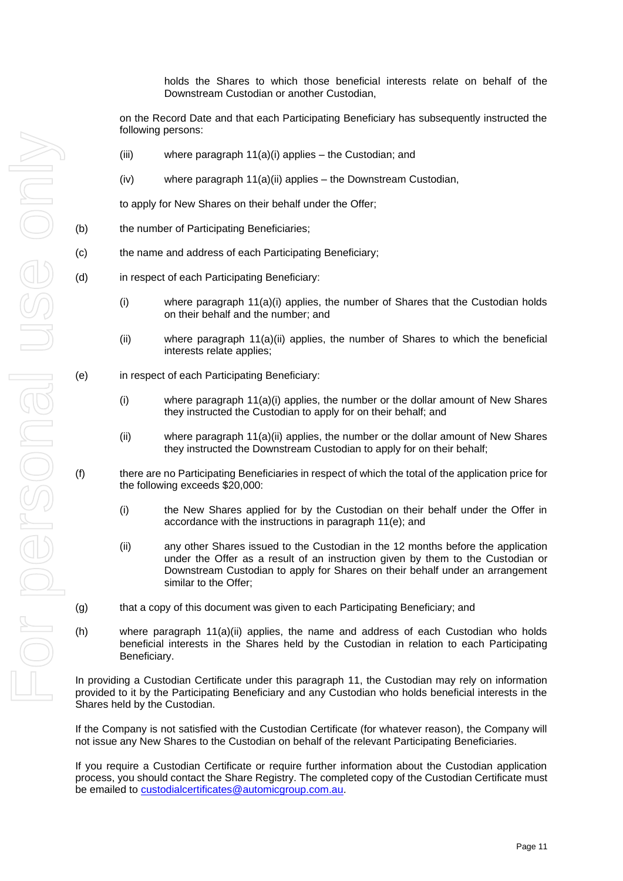holds the Shares to which those beneficial interests relate on behalf of the Downstream Custodian or another Custodian,

on the Record Date and that each Participating Beneficiary has subsequently instructed the following persons:

(iii) where paragraph 11(a)(i) applies – the Custodian; and

(iv) where paragraph 11(a)(ii) applies – the Downstream Custodian,

to apply for New Shares on their behalf under the Offer;

(b) the number of Participating Beneficiaries;

(c) the name and address of each Participating Beneficiary;

(d) in respect of each Participating Beneficiary:

(i) where paragraph 11(a)(i) applies, the number of Shares that the Custodian holds on their behalf and the number; and

(ii) where paragraph 11(a)(ii) applies, the number of Shares to which the beneficial interests relate applies;

(e) in respect of each Participating Beneficiary:

(i) where paragraph 11(a)(i) applies, the number or the dollar amount of New Shares they instructed the Custodian to apply for on their behalf; and

(ii) where paragraph 11(a)(ii) applies, the number or the dollar amount of New Shares they instructed the Downstream Custodian to apply for on their behalf;

(f) there are no Participating Beneficiaries in respect of which the total of the application price for the following exceeds $20,000:

(i) the New Shares applied for by the Custodian on their behalf under the Offer in accordance with the instructions in paragraph 11(e); and

(ii) any other Shares issued to the Custodian in the 12 months before the application under the Offer as a result of an instruction given by them to the Custodian or Downstream Custodian to apply for Shares on their behalf under an arrangement similar to the Offer;

(g) that a copy of this document was given to each Participating Beneficiary; and

(h) where paragraph 11(a)(ii) applies, the name and address of each Custodian who holds beneficial interests in the Shares held by the Custodian in relation to each Participating Beneficiary.

In providing a Custodian Certificate under this paragraph 11, the Custodian may rely on information provided to it by the Participating Beneficiary and any Custodian who holds beneficial interests in the Shares held by the Custodian.

If the Company is not satisfied with the Custodian Certificate (for whatever reason), the Company will not issue any New Shares to the Custodian on behalf of the relevant Participating Beneficiaries.

If you require a Custodian Certificate or require further information about the Custodian application process, you should contact the Share Registry. The completed copy of the Custodian Certificate must be emailed to custodialcertificates@automicgroup.com.au.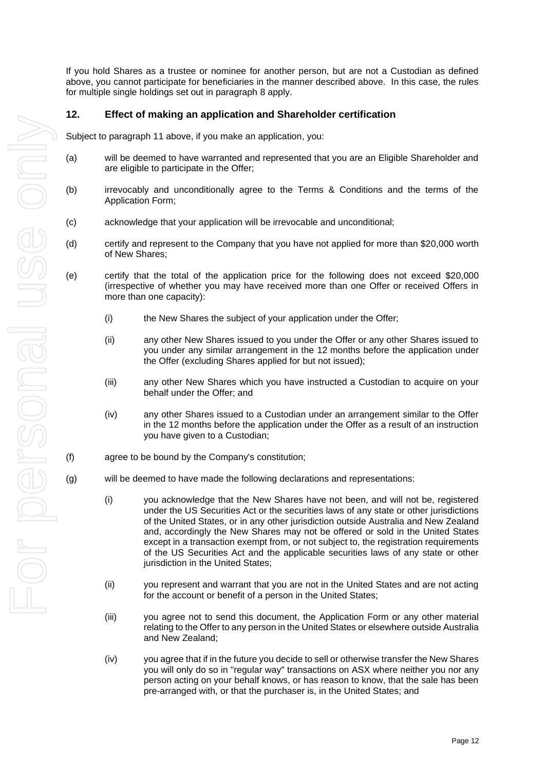If you hold Shares as a trustee or nominee for another person, but are not a Custodian as defined above, you cannot participate for beneficiaries in the manner described above. In this case, the rules for multiple single holdings set out in paragraph 8 apply.

## 12. Effect of making an application and Shareholder certification

Subject to paragraph 11 above, if you make an application, you:

(a) will be deemed to have warranted and represented that you are an Eligible Shareholder and are eligible to participate in the Offer;

(b) irrevocably and unconditionally agree to the Terms & Conditions and the terms of the Application Form;

(c) acknowledge that your application will be irrevocable and unconditional;

(d) certify and represent to the Company that you have not applied for more than $20,000 worth of New Shares;

(e) certify that the total of the application price for the following does not exceed $20,000 (irrespective of whether you may have received more than one Offer or received Offers in more than one capacity):

   (i) the New Shares the subject of your application under the Offer;

   (ii) any other New Shares issued to you under the Offer or any other Shares issued to you under any similar arrangement in the 12 months before the application under the Offer (excluding Shares applied for but not issued);

   (iii) any other New Shares which you have instructed a Custodian to acquire on your behalf under the Offer; and

   (iv) any other Shares issued to a Custodian under an arrangement similar to the Offer in the 12 months before the application under the Offer as a result of an instruction you have given to a Custodian;

(f) agree to be bound by the Company's constitution;

(g) will be deemed to have made the following declarations and representations:

   (i) you acknowledge that the New Shares have not been, and will not be, registered under the US Securities Act or the securities laws of any state or other jurisdictions of the United States, or in any other jurisdiction outside Australia and New Zealand and, accordingly the New Shares may not be offered or sold in the United States except in a transaction exempt from, or not subject to, the registration requirements of the US Securities Act and the applicable securities laws of any state or other jurisdiction in the United States;

   (ii) you represent and warrant that you are not in the United States and are not acting for the account or benefit of a person in the United States;

   (iii) you agree not to send this document, the Application Form or any other material relating to the Offer to any person in the United States or elsewhere outside Australia and New Zealand;

   (iv) you agree that if in the future you decide to sell or otherwise transfer the New Shares you will only do so in "regular way" transactions on ASX where neither you nor any person acting on your behalf knows, or has reason to know, that the sale has been pre-arranged with, or that the purchaser is, in the United States; and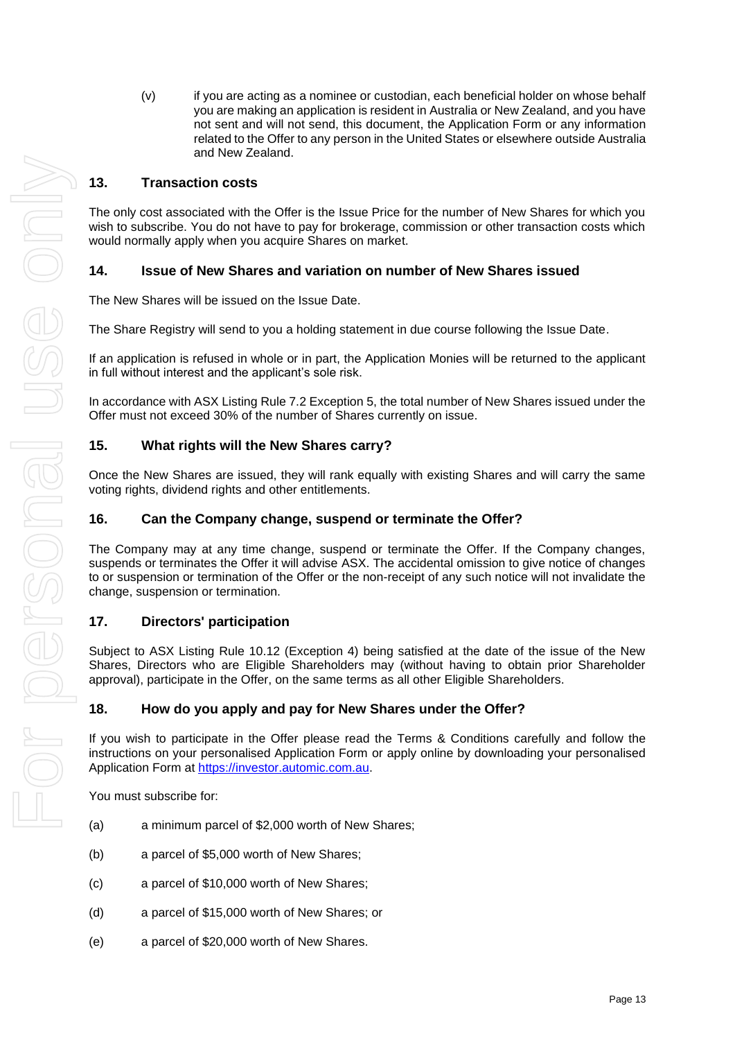(v) if you are acting as a nominee or custodian, each beneficial holder on whose behalf you are making an application is resident in Australia or New Zealand, and you have not sent and will not send, this document, the Application Form or any information related to the Offer to any person in the United States or elsewhere outside Australia and New Zealand.

## 13. Transaction costs

The only cost associated with the Offer is the Issue Price for the number of New Shares for which you wish to subscribe. You do not have to pay for brokerage, commission or other transaction costs which would normally apply when you acquire Shares on market.

## 14. Issue of New Shares and variation on number of New Shares issued

The New Shares will be issued on the Issue Date.

The Share Registry will send to you a holding statement in due course following the Issue Date.

If an application is refused in whole or in part, the Application Monies will be returned to the applicant in full without interest and the applicant's sole risk.

In accordance with ASX Listing Rule 7.2 Exception 5, the total number of New Shares issued under the Offer must not exceed 30% of the number of Shares currently on issue.

## 15. What rights will the New Shares carry?

Once the New Shares are issued, they will rank equally with existing Shares and will carry the same voting rights, dividend rights and other entitlements.

## 16. Can the Company change, suspend or terminate the Offer?

The Company may at any time change, suspend or terminate the Offer. If the Company changes, suspends or terminates the Offer it will advise ASX. The accidental omission to give notice of changes to or suspension or termination of the Offer or the non-receipt of any such notice will not invalidate the change, suspension or termination.

## 17. Directors' participation

Subject to ASX Listing Rule 10.12 (Exception 4) being satisfied at the date of the issue of the New Shares, Directors who are Eligible Shareholders may (without having to obtain prior Shareholder approval), participate in the Offer, on the same terms as all other Eligible Shareholders.

## 18. How do you apply and pay for New Shares under the Offer?

If you wish to participate in the Offer please read the Terms & Conditions carefully and follow the instructions on your personalised Application Form or apply online by downloading your personalised Application Form at https://investor.automic.com.au.

You must subscribe for:

(a) a minimum parcel of $2,000 worth of New Shares;

(b) a parcel of $5,000 worth of New Shares;

(c) a parcel of $10,000 worth of New Shares;

(d) a parcel of $15,000 worth of New Shares; or

(e) a parcel of $20,000 worth of New Shares.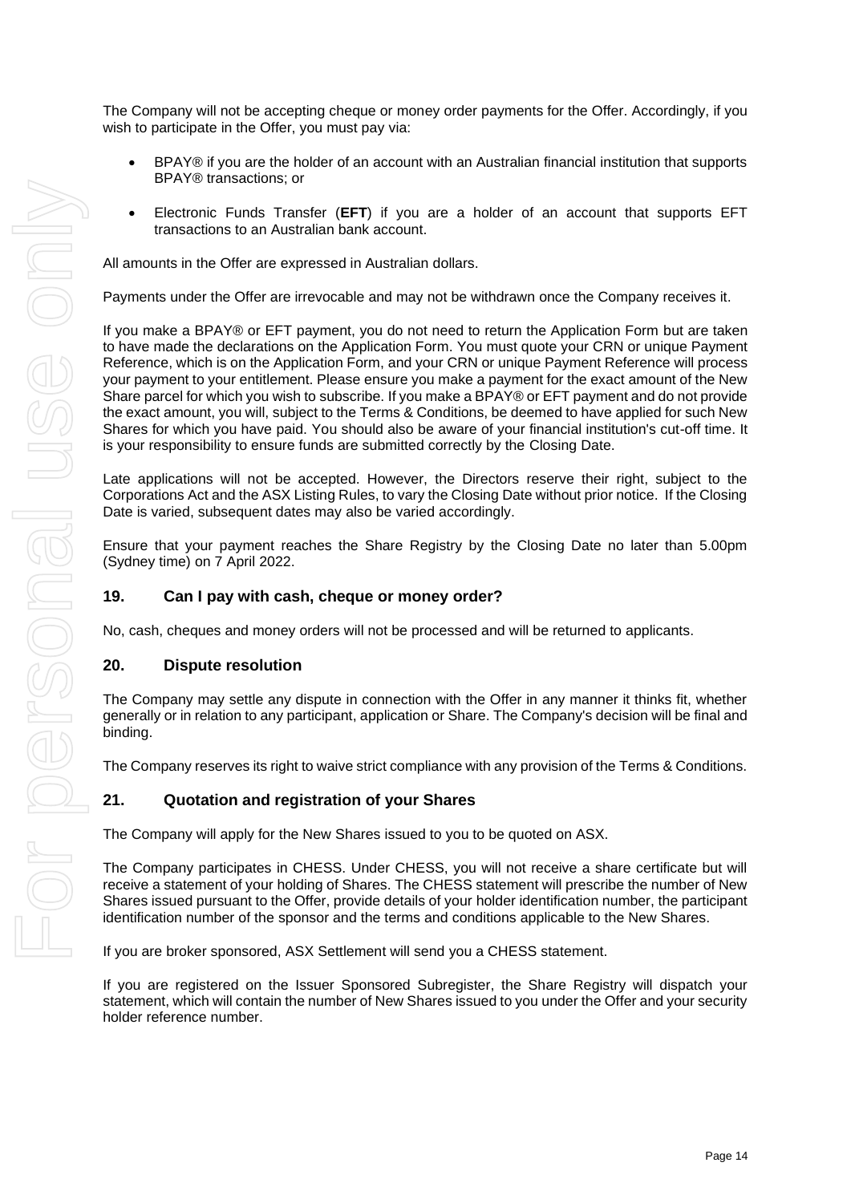The Company will not be accepting cheque or money order payments for the Offer. Accordingly, if you wish to participate in the Offer, you must pay via:

- BPAY® if you are the holder of an account with an Australian financial institution that supports BPAY® transactions; or
- Electronic Funds Transfer (**EFT**) if you are a holder of an account that supports EFT transactions to an Australian bank account.

All amounts in the Offer are expressed in Australian dollars.

Payments under the Offer are irrevocable and may not be withdrawn once the Company receives it.

If you make a BPAY® or EFT payment, you do not need to return the Application Form but are taken to have made the declarations on the Application Form. You must quote your CRN or unique Payment Reference, which is on the Application Form, and your CRN or unique Payment Reference will process your payment to your entitlement. Please ensure you make a payment for the exact amount of the New Share parcel for which you wish to subscribe. If you make a BPAY® or EFT payment and do not provide the exact amount, you will, subject to the Terms & Conditions, be deemed to have applied for such New Shares for which you have paid. You should also be aware of your financial institution's cut-off time. It is your responsibility to ensure funds are submitted correctly by the Closing Date.

Late applications will not be accepted. However, the Directors reserve their right, subject to the Corporations Act and the ASX Listing Rules, to vary the Closing Date without prior notice. If the Closing Date is varied, subsequent dates may also be varied accordingly.

Ensure that your payment reaches the Share Registry by the Closing Date no later than 5.00pm (Sydney time) on 7 April 2022.

## 19. Can I pay with cash, cheque or money order?

No, cash, cheques and money orders will not be processed and will be returned to applicants.

## 20. Dispute resolution

The Company may settle any dispute in connection with the Offer in any manner it thinks fit, whether generally or in relation to any participant, application or Share. The Company's decision will be final and binding.

The Company reserves its right to waive strict compliance with any provision of the Terms & Conditions.

## 21. Quotation and registration of your Shares

The Company will apply for the New Shares issued to you to be quoted on ASX.

The Company participates in CHESS. Under CHESS, you will not receive a share certificate but will receive a statement of your holding of Shares. The CHESS statement will prescribe the number of New Shares issued pursuant to the Offer, provide details of your holder identification number, the participant identification number of the sponsor and the terms and conditions applicable to the New Shares.

If you are broker sponsored, ASX Settlement will send you a CHESS statement.

If you are registered on the Issuer Sponsored Subregister, the Share Registry will dispatch your statement, which will contain the number of New Shares issued to you under the Offer and your security holder reference number.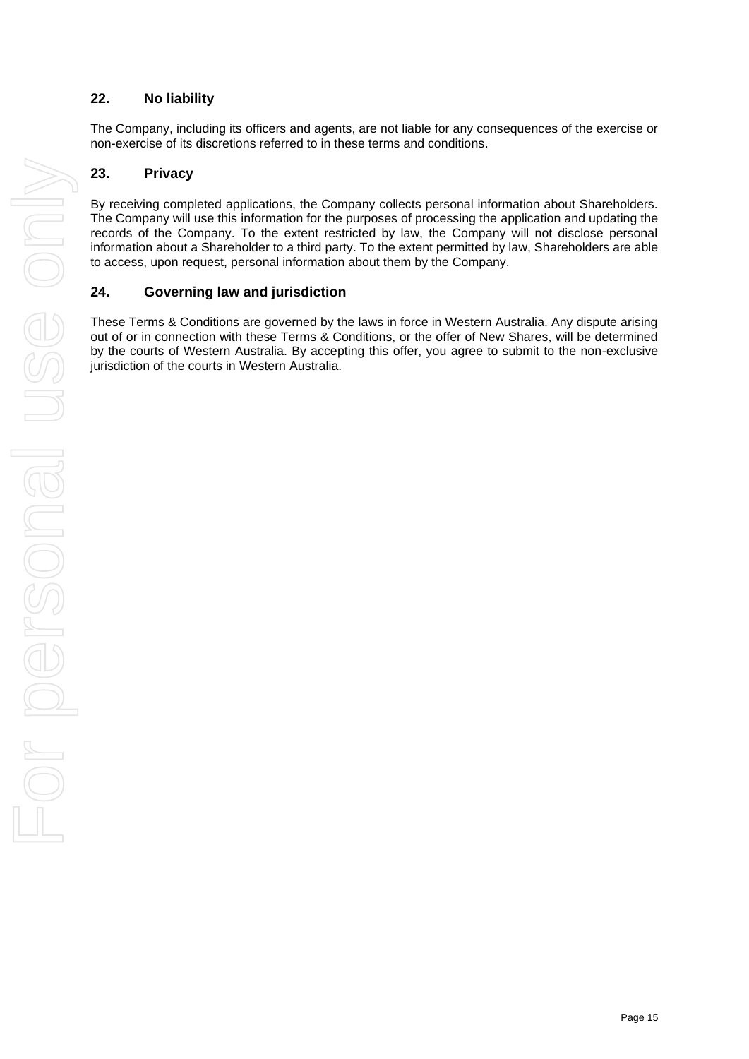## 22. No liability

The Company, including its officers and agents, are not liable for any consequences of the exercise or non-exercise of its discretions referred to in these terms and conditions.

## 23. Privacy

By receiving completed applications, the Company collects personal information about Shareholders. The Company will use this information for the purposes of processing the application and updating the records of the Company. To the extent restricted by law, the Company will not disclose personal information about a Shareholder to a third party. To the extent permitted by law, Shareholders are able to access, upon request, personal information about them by the Company.

## 24. Governing law and jurisdiction

These Terms & Conditions are governed by the laws in force in Western Australia. Any dispute arising out of or in connection with these Terms & Conditions, or the offer of New Shares, will be determined by the courts of Western Australia. By accepting this offer, you agree to submit to the non-exclusive jurisdiction of the courts in Western Australia.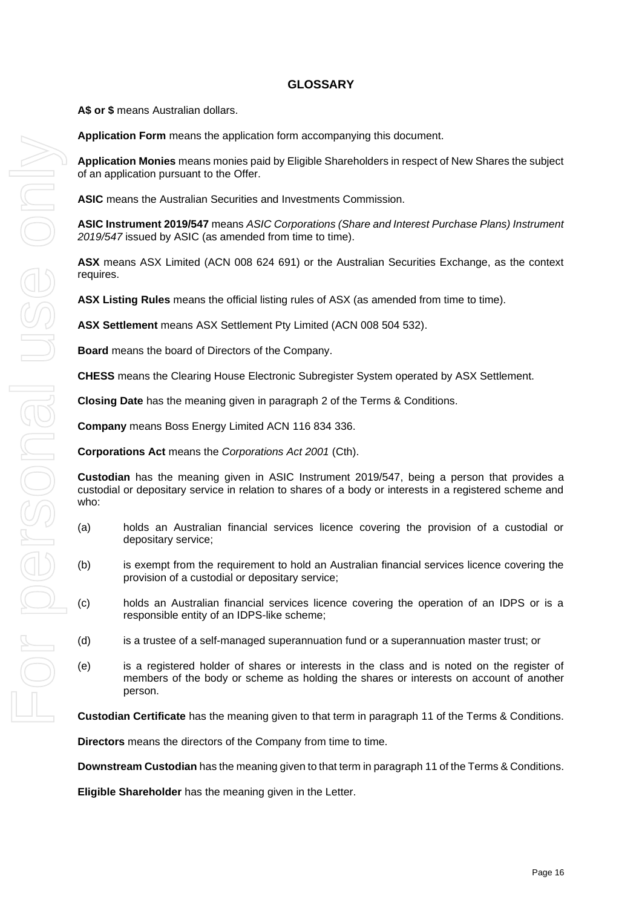# GLOSSARY

**A$ or $** means Australian dollars.

**Application Form** means the application form accompanying this document.

**Application Monies** means monies paid by Eligible Shareholders in respect of New Shares the subject of an application pursuant to the Offer.

**ASIC** means the Australian Securities and Investments Commission.

**ASIC Instrument 2019/547** means *ASIC Corporations (Share and Interest Purchase Plans) Instrument 2019/547* issued by ASIC (as amended from time to time).

**ASX** means ASX Limited (ACN 008 624 691) or the Australian Securities Exchange, as the context requires.

**ASX Listing Rules** means the official listing rules of ASX (as amended from time to time).

**ASX Settlement** means ASX Settlement Pty Limited (ACN 008 504 532).

**Board** means the board of Directors of the Company.

**CHESS** means the Clearing House Electronic Subregister System operated by ASX Settlement.

**Closing Date** has the meaning given in paragraph 2 of the Terms & Conditions.

**Company** means Boss Energy Limited ACN 116 834 336.

**Corporations Act** means the *Corporations Act 2001* (Cth).

**Custodian** has the meaning given in ASIC Instrument 2019/547, being a person that provides a custodial or depositary service in relation to shares of a body or interests in a registered scheme and who:

(a) holds an Australian financial services licence covering the provision of a custodial or depositary service;

(b) is exempt from the requirement to hold an Australian financial services licence covering the provision of a custodial or depositary service;

(c) holds an Australian financial services licence covering the operation of an IDPS or is a responsible entity of an IDPS-like scheme;

(d) is a trustee of a self-managed superannuation fund or a superannuation master trust; or

(e) is a registered holder of shares or interests in the class and is noted on the register of members of the body or scheme as holding the shares or interests on account of another person.

**Custodian Certificate** has the meaning given to that term in paragraph 11 of the Terms & Conditions.

**Directors** means the directors of the Company from time to time.

**Downstream Custodian** has the meaning given to that term in paragraph 11 of the Terms & Conditions.

**Eligible Shareholder** has the meaning given in the Letter.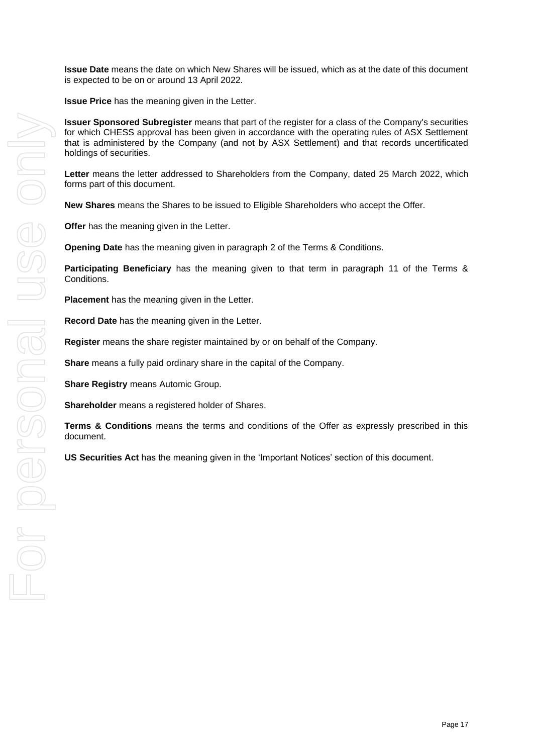**Issue Date** means the date on which New Shares will be issued, which as at the date of this document is expected to be on or around 13 April 2022.

**Issue Price** has the meaning given in the Letter.

**Issuer Sponsored Subregister** means that part of the register for a class of the Company's securities for which CHESS approval has been given in accordance with the operating rules of ASX Settlement that is administered by the Company (and not by ASX Settlement) and that records uncertificated holdings of securities.

**Letter** means the letter addressed to Shareholders from the Company, dated 25 March 2022, which forms part of this document.

**New Shares** means the Shares to be issued to Eligible Shareholders who accept the Offer.

**Offer** has the meaning given in the Letter.

**Opening Date** has the meaning given in paragraph 2 of the Terms & Conditions.

**Participating Beneficiary** has the meaning given to that term in paragraph 11 of the Terms & Conditions.

**Placement** has the meaning given in the Letter.

**Record Date** has the meaning given in the Letter.

**Register** means the share register maintained by or on behalf of the Company.

**Share** means a fully paid ordinary share in the capital of the Company.

**Share Registry** means Automic Group.

**Shareholder** means a registered holder of Shares.

**Terms & Conditions** means the terms and conditions of the Offer as expressly prescribed in this document.

**US Securities Act** has the meaning given in the 'Important Notices' section of this document.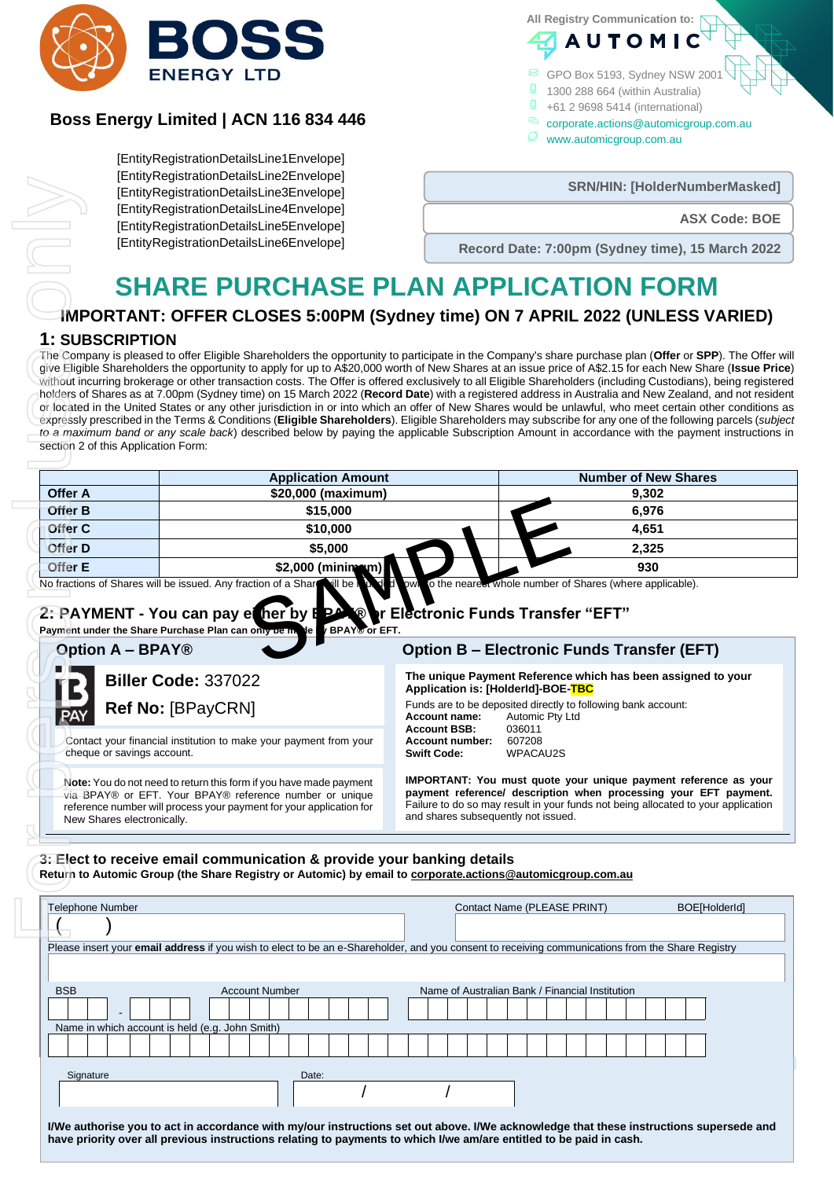**BOSS ENERGY LTD**

## Boss Energy Limited | ACN 116 834 446

All Registry Communication to:

**AUTOMIC**

GPO Box 5193, Sydney NSW 2001
1300 288 664 (within Australia)
+61 2 9698 5414 (international)
corporate.actions@automicgroup.com.au
www.automicgroup.com.au

[EntityRegistrationDetailsLine1Envelope]
[EntityRegistrationDetailsLine2Envelope]
[EntityRegistrationDetailsLine3Envelope]
[EntityRegistrationDetailsLine4Envelope]
[EntityRegistrationDetailsLine5Envelope]
[EntityRegistrationDetailsLine6Envelope]

**SRN/HIN: [HolderNumberMasked]**

**ASX Code: BOE**

**Record Date: 7:00pm (Sydney time), 15 March 2022**

# SHARE PURCHASE PLAN APPLICATION FORM

## IMPORTANT: OFFER CLOSES 5:00PM (Sydney time) ON 7 APRIL 2022 (UNLESS VARIED)

### 1: SUBSCRIPTION

The Company is pleased to offer Eligible Shareholders the opportunity to participate in the Company's share purchase plan (**Offer** or **SPP**). The Offer will give Eligible Shareholders the opportunity to apply for up to A$20,000 worth of New Shares at an issue price of A$2.15 for each New Share (**Issue Price**) without incurring brokerage or other transaction costs. The Offer is offered exclusively to all Eligible Shareholders (including Custodians), being registered holders of Shares as at 7.00pm (Sydney time) on 15 March 2022 (**Record Date**) with a registered address in Australia and New Zealand, and not resident or located in the United States or any other jurisdiction in or into which an offer of New Shares would be unlawful, who meet certain other conditions as expressly prescribed in the Terms & Conditions (**Eligible Shareholders**). Eligible Shareholders may subscribe for any one of the following parcels (*subject to a maximum band or any scale back*) described below by paying the applicable Subscription Amount in accordance with the payment instructions in section 2 of this Application Form:

| | Application Amount | Number of New Shares |
|---|---|---|
| **Offer A** | **$20,000 (maximum)** | **9,302** |
| **Offer B** | **$15,000** | **6,976** |
| **Offer C** | **$10,000** | **4,651** |
| **Offer D** | **$5,000** | **2,325** |
| **Offer E** | **$2,000 (minimum)** | **930** |

No fractions of Shares will be issued. Any fraction of a Share will be rounded down to the nearest whole number of Shares (where applicable).

SAMPLE

### 2: PAYMENT - You can pay either by BPAY® or Electronic Funds Transfer "EFT"

**Payment under the Share Purchase Plan can only be made by BPAY® or EFT.**

#### Option A – BPAY®

**Biller Code:** 337022

**Ref No:** [BPayCRN]

Contact your financial institution to make your payment from your cheque or savings account.

**Note:** You do not need to return this form if you have made payment via BPAY® or EFT. Your BPAY® reference number or unique reference number will process your payment for your application for New Shares electronically.

#### Option B – Electronic Funds Transfer (EFT)

**The unique Payment Reference which has been assigned to your Application is: [HolderId]-BOE-TBC**

Funds are to be deposited directly to following bank account:

**Account name:** Automic Pty Ltd
**Account BSB:** 036011
**Account number:** 607208
**Swift Code:** WPACAU2S

**IMPORTANT: You must quote your unique payment reference as your payment reference/ description when processing your EFT payment.** Failure to do so may result in your funds not being allocated to your application and shares subsequently not issued.

### 3: Elect to receive email communication & provide your banking details

**Return to Automic Group (the Share Registry or Automic) by email to corporate.actions@automicgroup.com.au**

Telephone Number ( )

Contact Name (PLEASE PRINT) BOE[HolderId]

Please insert your **email address** if you wish to elect to be an e-Shareholder, and you consent to receiving communications from the Share Registry

BSB - Account Number Name of Australian Bank / Financial Institution

Name in which account is held (e.g. John Smith)

Signature Date: / /

**I/We authorise you to act in accordance with my/our instructions set out above. I/We acknowledge that these instructions supersede and have priority over all previous instructions relating to payments to which I/we am/are entitled to be paid in cash.**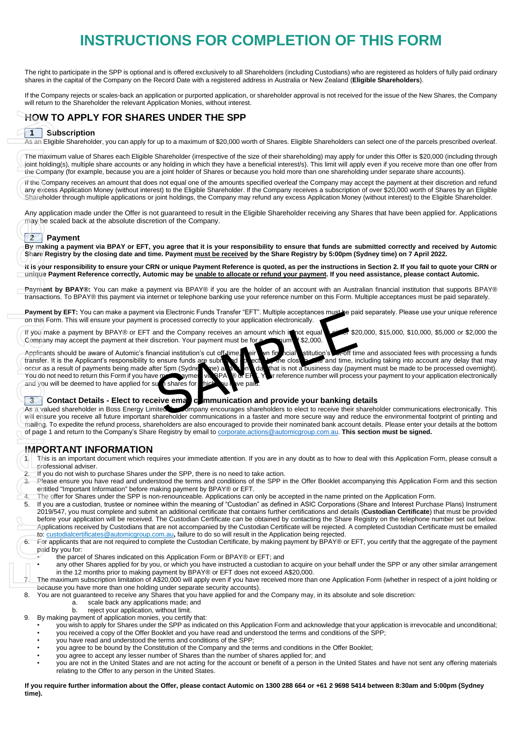# INSTRUCTIONS FOR COMPLETION OF THIS FORM

The right to participate in the SPP is optional and is offered exclusively to all Shareholders (including Custodians) who are registered as holders of fully paid ordinary shares in the capital of the Company on the Record Date with a registered address in Australia or New Zealand (**Eligible Shareholders**).

If the Company rejects or scales-back an application or purported application, or shareholder approval is not received for the issue of the New Shares, the Company will return to the Shareholder the relevant Application Monies, without interest.

## HOW TO APPLY FOR SHARES UNDER THE SPP

### 1 Subscription

As an Eligible Shareholder, you can apply for up to a maximum of $20,000 worth of Shares. Eligible Shareholders can select one of the parcels prescribed overleaf.

The maximum value of Shares each Eligible Shareholder (irrespective of the size of their shareholding) may apply for under this Offer is $20,000 (including through joint holding(s), multiple share accounts or any holding in which they have a beneficial interest/s). This limit will apply even if you receive more than one offer from the Company (for example, because you are a joint holder of Shares or because you hold more than one shareholding under separate share accounts).

If the Company receives an amount that does not equal one of the amounts specified overleaf the Company may accept the payment at their discretion and refund any excess Application Money (without interest) to the Eligible Shareholder. If the Company receives a subscription of over $20,000 worth of Shares by an Eligible Shareholder through multiple applications or joint holdings, the Company may refund any excess Application Money (without interest) to the Eligible Shareholder.

Any application made under the Offer is not guaranteed to result in the Eligible Shareholder receiving any Shares that have been applied for. Applications may be scaled back at the absolute discretion of the Company.

### 2 Payment

**By making a payment via BPAY or EFT, you agree that it is your responsibility to ensure that funds are submitted correctly and received by Automic Share Registry by the closing date and time. Payment must be received by the Share Registry by 5:00pm (Sydney time) on 7 April 2022.**

**It is your responsibility to ensure your CRN or unique Payment Reference is quoted, as per the instructions in Section 2. If you fail to quote your CRN or unique Payment Reference correctly, Automic may be unable to allocate or refund your payment. If you need assistance, please contact Automic.**

**Payment by BPAY®:** You can make a payment via BPAY® if you are the holder of an account with an Australian financial institution that supports BPAY® transactions. To BPAY® this payment via internet or telephone banking use your reference number on this Form. Multiple acceptances must be paid separately.

**Payment by EFT:** You can make a payment via Electronic Funds Transfer "EFT". Multiple acceptances must be paid separately. Please use your unique reference on this Form. This will ensure your payment is processed correctly to your application electronically.

If you make a payment by BPAY® or EFT and the Company receives an amount which is not equal to either $20,000, $15,000, $10,000, $5,000 or $2,000 the Company may accept the payment at their discretion. Your payment must be for a minimum of $2,000.

Applicants should be aware of Automic's financial institution's cut off time, their own financial institution's cut-off time and associated fees with processing a funds transfer. It is the Applicant's responsibility to ensure funds are submitted correctly by the closing date and time, including taking into account any delay that may occur as a result of payments being made after 5pm (Sydney time) and/or on a day that is not a business day (payment must be made to be processed overnight). You do not need to return this Form if you have made payment via BPAY® or EFT. Your reference number will process your payment to your application electronically and you will be deemed to have applied for such Shares for which you have paid.

### 3 Contact Details - Elect to receive email communication and provide your banking details

As a valued shareholder in Boss Energy Limited, the Company encourages shareholders to elect to receive their shareholder communications electronically. This will ensure you receive all future important shareholder communications in a faster and more secure way and reduce the environmental footprint of printing and mailing. To expedite the refund process, shareholders are also encouraged to provide their nominated bank account details. Please enter your details at the bottom of page 1 and return to the Company's Share Registry by email to corporate.actions@automicgroup.com.au. **This section must be signed.**

## IMPORTANT INFORMATION

1. This is an important document which requires your immediate attention. If you are in any doubt as to how to deal with this Application Form, please consult a professional adviser.
2. If you do not wish to purchase Shares under the SPP, there is no need to take action.
3. Please ensure you have read and understood the terms and conditions of the SPP in the Offer Booklet accompanying this Application Form and this section entitled "Important Information" before making payment by BPAY® or EFT.
4. The offer for Shares under the SPP is non-renounceable. Applications can only be accepted in the name printed on the Application Form.
5. If you are a custodian, trustee or nominee within the meaning of "Custodian" as defined in ASIC Corporations (Share and Interest Purchase Plans) Instrument 2019/547, you must complete and submit an additional certificate that contains further certifications and details (**Custodian Certificate**) that must be provided before your application will be received. The Custodian Certificate can be obtained by contacting the Share Registry on the telephone number set out below. Applications received by Custodians that are not accompanied by the Custodian Certificate will be rejected. A completed Custodian Certificate must be emailed to: custodialcertificates@automicgroup.com.au**,** failure to do so will result in the Application being rejected.
6. For applicants that are not required to complete the Custodian Certificate, by making payment by BPAY® or EFT, you certify that the aggregate of the payment paid by you for:
   - the parcel of Shares indicated on this Application Form or BPAY® or EFT; and
   - any other Shares applied for by you, or which you have instructed a custodian to acquire on your behalf under the SPP or any other similar arrangement in the 12 months prior to making payment by BPAY® or EFT does not exceed A$20,000.
7. The maximum subscription limitation of A$20,000 will apply even if you have received more than one Application Form (whether in respect of a joint holding or because you have more than one holding under separate security accounts).
8. You are not guaranteed to receive any Shares that you have applied for and the Company may, in its absolute and sole discretion:
   a. scale back any applications made; and
   b. reject your application, without limit.
9. By making payment of application monies, you certify that:
   - you wish to apply for Shares under the SPP as indicated on this Application Form and acknowledge that your application is irrevocable and unconditional;
   - you received a copy of the Offer Booklet and you have read and understood the terms and conditions of the SPP;
   - you have read and understood the terms and conditions of the SPP;
   - you agree to be bound by the Constitution of the Company and the terms and conditions in the Offer Booklet;
   - you agree to accept any lesser number of Shares than the number of shares applied for; and
   - you are not in the United States and are not acting for the account or benefit of a person in the United States and have not sent any offering materials relating to the Offer to any person in the United States.

**If you require further information about the Offer, please contact Automic on 1300 288 664 or +61 2 9698 5414 between 8:30am and 5:00pm (Sydney time).**